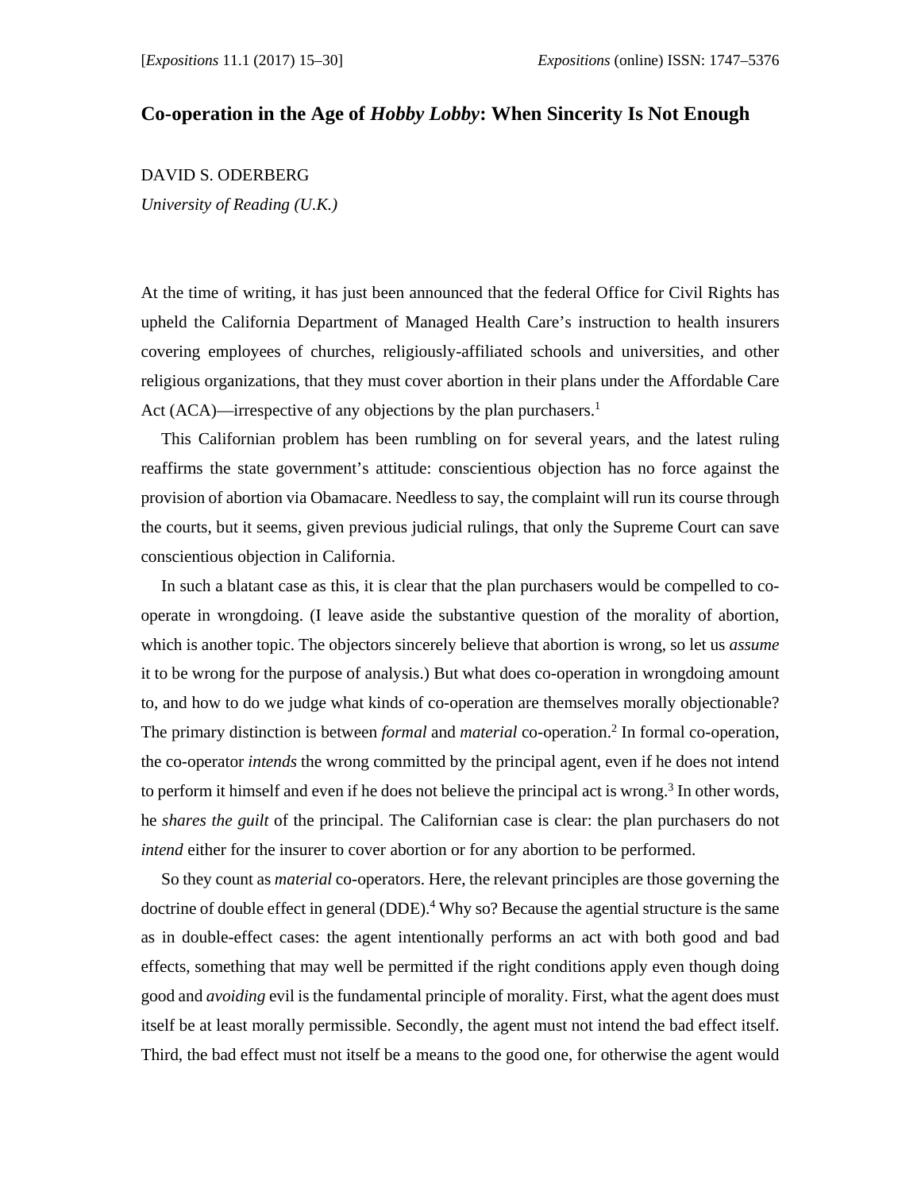# Co-operation in the Age of *Hobby Lobby*: When Sincerity Is Not Enough

DAVID S. ODERBERG

*University of Reading (U.K.)*

At the time of writing, it has just been announced that the federal Office for Civil Rights has upheld the California Department of Managed Health Care's instruction to health insurers covering employees of churches, religiously-affiliated schools and universities, and other religious organizations, that they must cover abortion in their plans under the Affordable Care Act (ACA)—irrespective of any objections by the plan purchasers.[1]

This Californian problem has been rumbling on for several years, and the latest ruling reaffirms the state government's attitude: conscientious objection has no force against the provision of abortion via Obamacare. Needless to say, the complaint will run its course through the courts, but it seems, given previous judicial rulings, that only the Supreme Court can save conscientious objection in California.

In such a blatant case as this, it is clear that the plan purchasers would be compelled to co-operate in wrongdoing. (I leave aside the substantive question of the morality of abortion, which is another topic. The objectors sincerely believe that abortion is wrong, so let us *assume* it to be wrong for the purpose of analysis.) But what does co-operation in wrongdoing amount to, and how to do we judge what kinds of co-operation are themselves morally objectionable? The primary distinction is between *formal* and *material* co-operation.[2] In formal co-operation, the co-operator *intends* the wrong committed by the principal agent, even if he does not intend to perform it himself and even if he does not believe the principal act is wrong.[3] In other words, he *shares the guilt* of the principal. The Californian case is clear: the plan purchasers do not *intend* either for the insurer to cover abortion or for any abortion to be performed.

So they count as *material* co-operators. Here, the relevant principles are those governing the doctrine of double effect in general (DDE).[4] Why so? Because the agential structure is the same as in double-effect cases: the agent intentionally performs an act with both good and bad effects, something that may well be permitted if the right conditions apply even though doing good and *avoiding* evil is the fundamental principle of morality. First, what the agent does must itself be at least morally permissible. Secondly, the agent must not intend the bad effect itself. Third, the bad effect must not itself be a means to the good one, for otherwise the agent would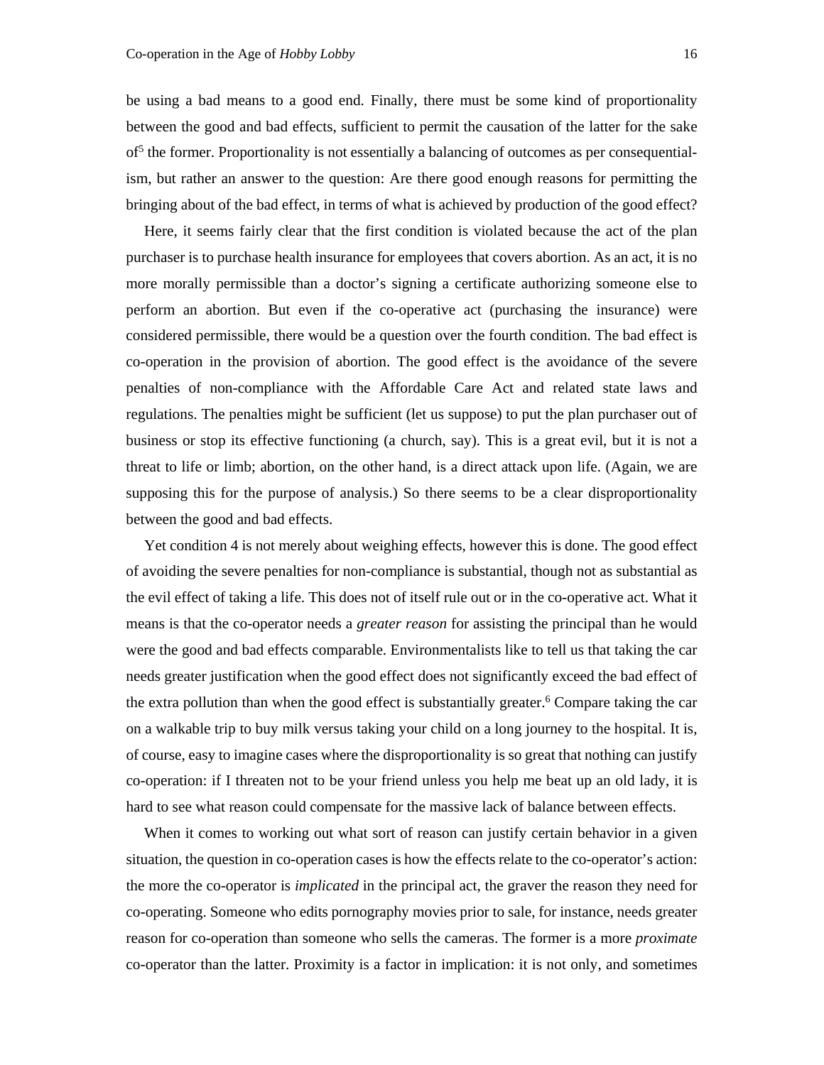be using a bad means to a good end. Finally, there must be some kind of proportionality between the good and bad effects, sufficient to permit the causation of the latter for the sake of[5] the former. Proportionality is not essentially a balancing of outcomes as per consequentialism, but rather an answer to the question: Are there good enough reasons for permitting the bringing about of the bad effect, in terms of what is achieved by production of the good effect?

Here, it seems fairly clear that the first condition is violated because the act of the plan purchaser is to purchase health insurance for employees that covers abortion. As an act, it is no more morally permissible than a doctor's signing a certificate authorizing someone else to perform an abortion. But even if the co-operative act (purchasing the insurance) were considered permissible, there would be a question over the fourth condition. The bad effect is co-operation in the provision of abortion. The good effect is the avoidance of the severe penalties of non-compliance with the Affordable Care Act and related state laws and regulations. The penalties might be sufficient (let us suppose) to put the plan purchaser out of business or stop its effective functioning (a church, say). This is a great evil, but it is not a threat to life or limb; abortion, on the other hand, is a direct attack upon life. (Again, we are supposing this for the purpose of analysis.) So there seems to be a clear disproportionality between the good and bad effects.

Yet condition 4 is not merely about weighing effects, however this is done. The good effect of avoiding the severe penalties for non-compliance is substantial, though not as substantial as the evil effect of taking a life. This does not of itself rule out or in the co-operative act. What it means is that the co-operator needs a *greater reason* for assisting the principal than he would were the good and bad effects comparable. Environmentalists like to tell us that taking the car needs greater justification when the good effect does not significantly exceed the bad effect of the extra pollution than when the good effect is substantially greater.[6] Compare taking the car on a walkable trip to buy milk versus taking your child on a long journey to the hospital. It is, of course, easy to imagine cases where the disproportionality is so great that nothing can justify co-operation: if I threaten not to be your friend unless you help me beat up an old lady, it is hard to see what reason could compensate for the massive lack of balance between effects.

When it comes to working out what sort of reason can justify certain behavior in a given situation, the question in co-operation cases is how the effects relate to the co-operator's action: the more the co-operator is *implicated* in the principal act, the graver the reason they need for co-operating. Someone who edits pornography movies prior to sale, for instance, needs greater reason for co-operation than someone who sells the cameras. The former is a more *proximate* co-operator than the latter. Proximity is a factor in implication: it is not only, and sometimes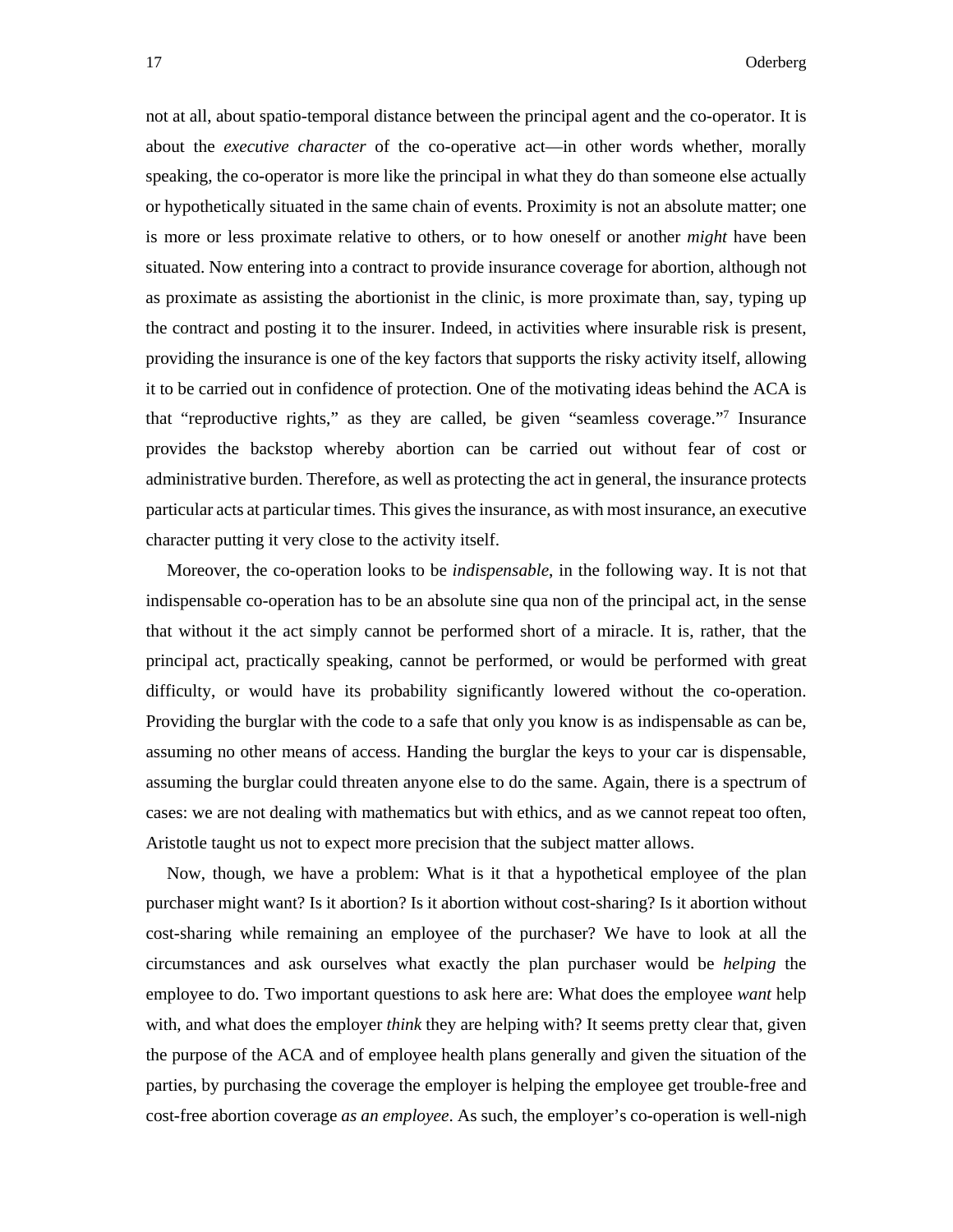not at all, about spatio-temporal distance between the principal agent and the co-operator. It is about the *executive character* of the co-operative act—in other words whether, morally speaking, the co-operator is more like the principal in what they do than someone else actually or hypothetically situated in the same chain of events. Proximity is not an absolute matter; one is more or less proximate relative to others, or to how oneself or another *might* have been situated. Now entering into a contract to provide insurance coverage for abortion, although not as proximate as assisting the abortionist in the clinic, is more proximate than, say, typing up the contract and posting it to the insurer. Indeed, in activities where insurable risk is present, providing the insurance is one of the key factors that supports the risky activity itself, allowing it to be carried out in confidence of protection. One of the motivating ideas behind the ACA is that "reproductive rights," as they are called, be given "seamless coverage."[7] Insurance provides the backstop whereby abortion can be carried out without fear of cost or administrative burden. Therefore, as well as protecting the act in general, the insurance protects particular acts at particular times. This gives the insurance, as with most insurance, an executive character putting it very close to the activity itself.

Moreover, the co-operation looks to be *indispensable*, in the following way. It is not that indispensable co-operation has to be an absolute sine qua non of the principal act, in the sense that without it the act simply cannot be performed short of a miracle. It is, rather, that the principal act, practically speaking, cannot be performed, or would be performed with great difficulty, or would have its probability significantly lowered without the co-operation. Providing the burglar with the code to a safe that only you know is as indispensable as can be, assuming no other means of access. Handing the burglar the keys to your car is dispensable, assuming the burglar could threaten anyone else to do the same. Again, there is a spectrum of cases: we are not dealing with mathematics but with ethics, and as we cannot repeat too often, Aristotle taught us not to expect more precision that the subject matter allows.

Now, though, we have a problem: What is it that a hypothetical employee of the plan purchaser might want? Is it abortion? Is it abortion without cost-sharing? Is it abortion without cost-sharing while remaining an employee of the purchaser? We have to look at all the circumstances and ask ourselves what exactly the plan purchaser would be *helping* the employee to do. Two important questions to ask here are: What does the employee *want* help with, and what does the employer *think* they are helping with? It seems pretty clear that, given the purpose of the ACA and of employee health plans generally and given the situation of the parties, by purchasing the coverage the employer is helping the employee get trouble-free and cost-free abortion coverage *as an employee*. As such, the employer's co-operation is well-nigh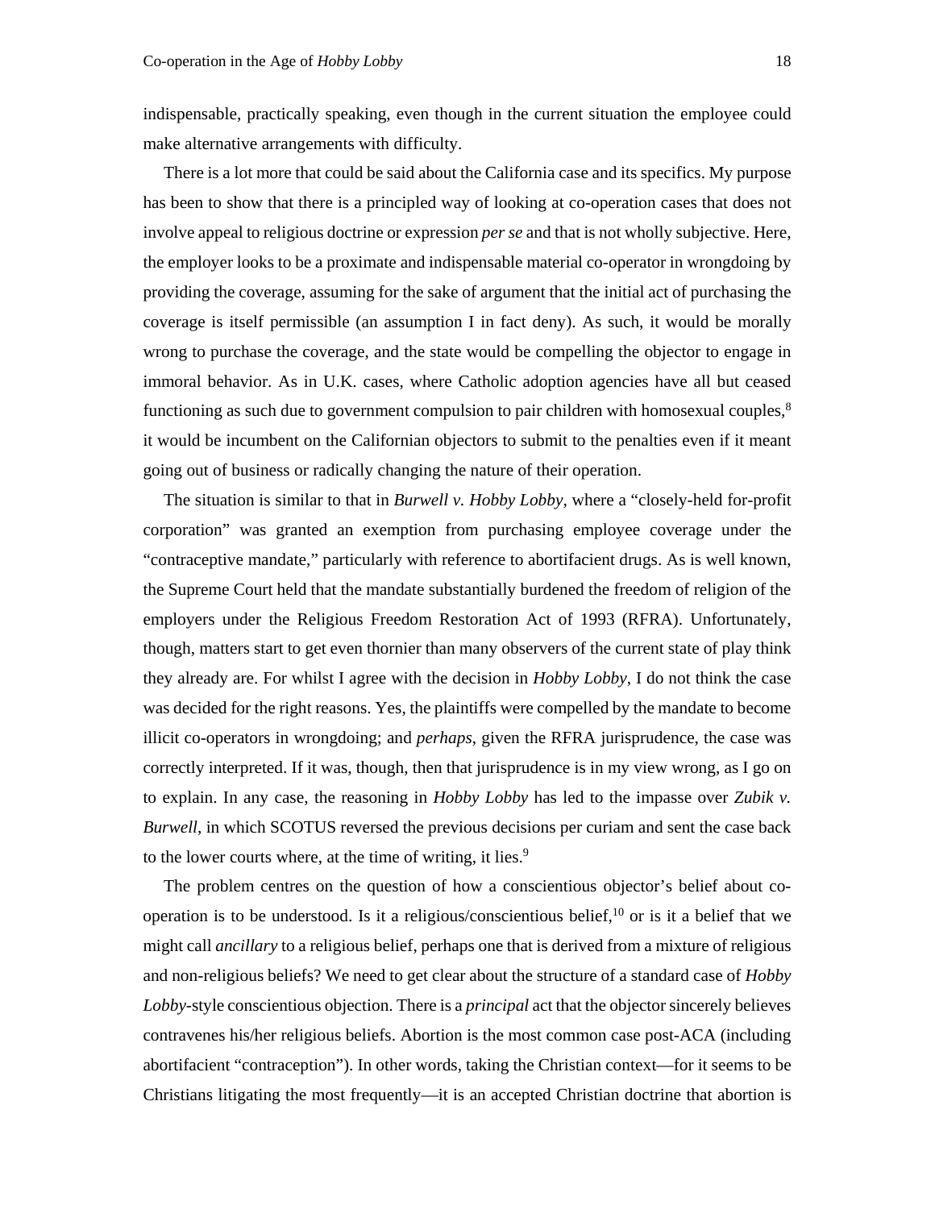indispensable, practically speaking, even though in the current situation the employee could make alternative arrangements with difficulty.

There is a lot more that could be said about the California case and its specifics. My purpose has been to show that there is a principled way of looking at co-operation cases that does not involve appeal to religious doctrine or expression *per se* and that is not wholly subjective. Here, the employer looks to be a proximate and indispensable material co-operator in wrongdoing by providing the coverage, assuming for the sake of argument that the initial act of purchasing the coverage is itself permissible (an assumption I in fact deny). As such, it would be morally wrong to purchase the coverage, and the state would be compelling the objector to engage in immoral behavior. As in U.K. cases, where Catholic adoption agencies have all but ceased functioning as such due to government compulsion to pair children with homosexual couples,[8] it would be incumbent on the Californian objectors to submit to the penalties even if it meant going out of business or radically changing the nature of their operation.

The situation is similar to that in *Burwell v. Hobby Lobby*, where a "closely-held for-profit corporation" was granted an exemption from purchasing employee coverage under the "contraceptive mandate," particularly with reference to abortifacient drugs. As is well known, the Supreme Court held that the mandate substantially burdened the freedom of religion of the employers under the Religious Freedom Restoration Act of 1993 (RFRA). Unfortunately, though, matters start to get even thornier than many observers of the current state of play think they already are. For whilst I agree with the decision in *Hobby Lobby*, I do not think the case was decided for the right reasons. Yes, the plaintiffs were compelled by the mandate to become illicit co-operators in wrongdoing; and *perhaps*, given the RFRA jurisprudence, the case was correctly interpreted. If it was, though, then that jurisprudence is in my view wrong, as I go on to explain. In any case, the reasoning in *Hobby Lobby* has led to the impasse over *Zubik v. Burwell*, in which SCOTUS reversed the previous decisions per curiam and sent the case back to the lower courts where, at the time of writing, it lies.[9]

The problem centres on the question of how a conscientious objector's belief about co-operation is to be understood. Is it a religious/conscientious belief,[10] or is it a belief that we might call *ancillary* to a religious belief, perhaps one that is derived from a mixture of religious and non-religious beliefs? We need to get clear about the structure of a standard case of *Hobby Lobby*-style conscientious objection. There is a *principal* act that the objector sincerely believes contravenes his/her religious beliefs. Abortion is the most common case post-ACA (including abortifacient "contraception"). In other words, taking the Christian context—for it seems to be Christians litigating the most frequently—it is an accepted Christian doctrine that abortion is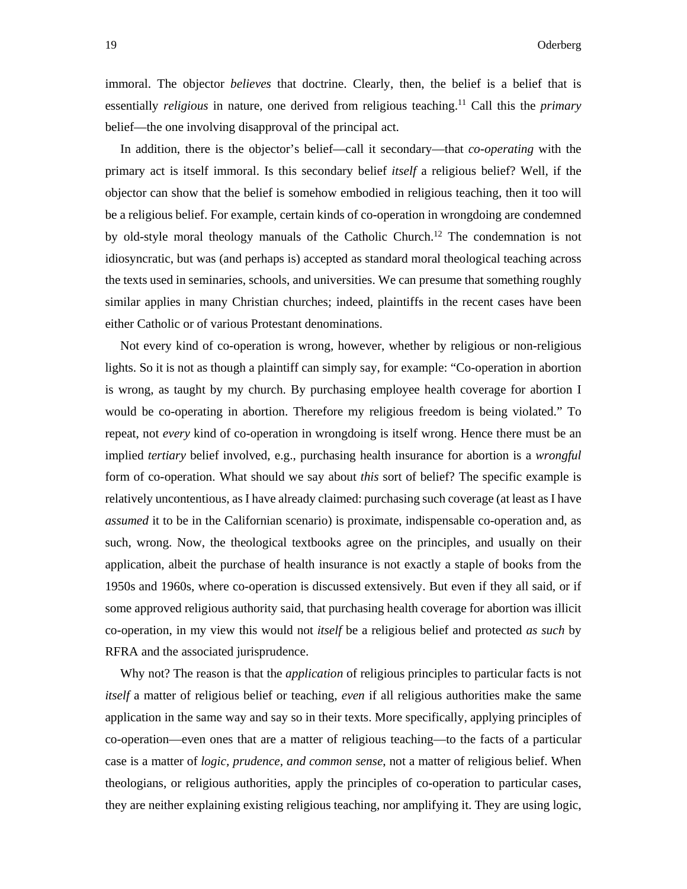immoral. The objector *believes* that doctrine. Clearly, then, the belief is a belief that is essentially *religious* in nature, one derived from religious teaching.[11] Call this the *primary* belief—the one involving disapproval of the principal act.

In addition, there is the objector's belief—call it secondary—that *co-operating* with the primary act is itself immoral. Is this secondary belief *itself* a religious belief? Well, if the objector can show that the belief is somehow embodied in religious teaching, then it too will be a religious belief. For example, certain kinds of co-operation in wrongdoing are condemned by old-style moral theology manuals of the Catholic Church.[12] The condemnation is not idiosyncratic, but was (and perhaps is) accepted as standard moral theological teaching across the texts used in seminaries, schools, and universities. We can presume that something roughly similar applies in many Christian churches; indeed, plaintiffs in the recent cases have been either Catholic or of various Protestant denominations.

Not every kind of co-operation is wrong, however, whether by religious or non-religious lights. So it is not as though a plaintiff can simply say, for example: "Co-operation in abortion is wrong, as taught by my church. By purchasing employee health coverage for abortion I would be co-operating in abortion. Therefore my religious freedom is being violated." To repeat, not *every* kind of co-operation in wrongdoing is itself wrong. Hence there must be an implied *tertiary* belief involved, e.g., purchasing health insurance for abortion is a *wrongful* form of co-operation. What should we say about *this* sort of belief? The specific example is relatively uncontentious, as I have already claimed: purchasing such coverage (at least as I have *assumed* it to be in the Californian scenario) is proximate, indispensable co-operation and, as such, wrong. Now, the theological textbooks agree on the principles, and usually on their application, albeit the purchase of health insurance is not exactly a staple of books from the 1950s and 1960s, where co-operation is discussed extensively. But even if they all said, or if some approved religious authority said, that purchasing health coverage for abortion was illicit co-operation, in my view this would not *itself* be a religious belief and protected *as such* by RFRA and the associated jurisprudence.

Why not? The reason is that the *application* of religious principles to particular facts is not *itself* a matter of religious belief or teaching, *even* if all religious authorities make the same application in the same way and say so in their texts. More specifically, applying principles of co-operation—even ones that are a matter of religious teaching—to the facts of a particular case is a matter of *logic, prudence, and common sense*, not a matter of religious belief. When theologians, or religious authorities, apply the principles of co-operation to particular cases, they are neither explaining existing religious teaching, nor amplifying it. They are using logic,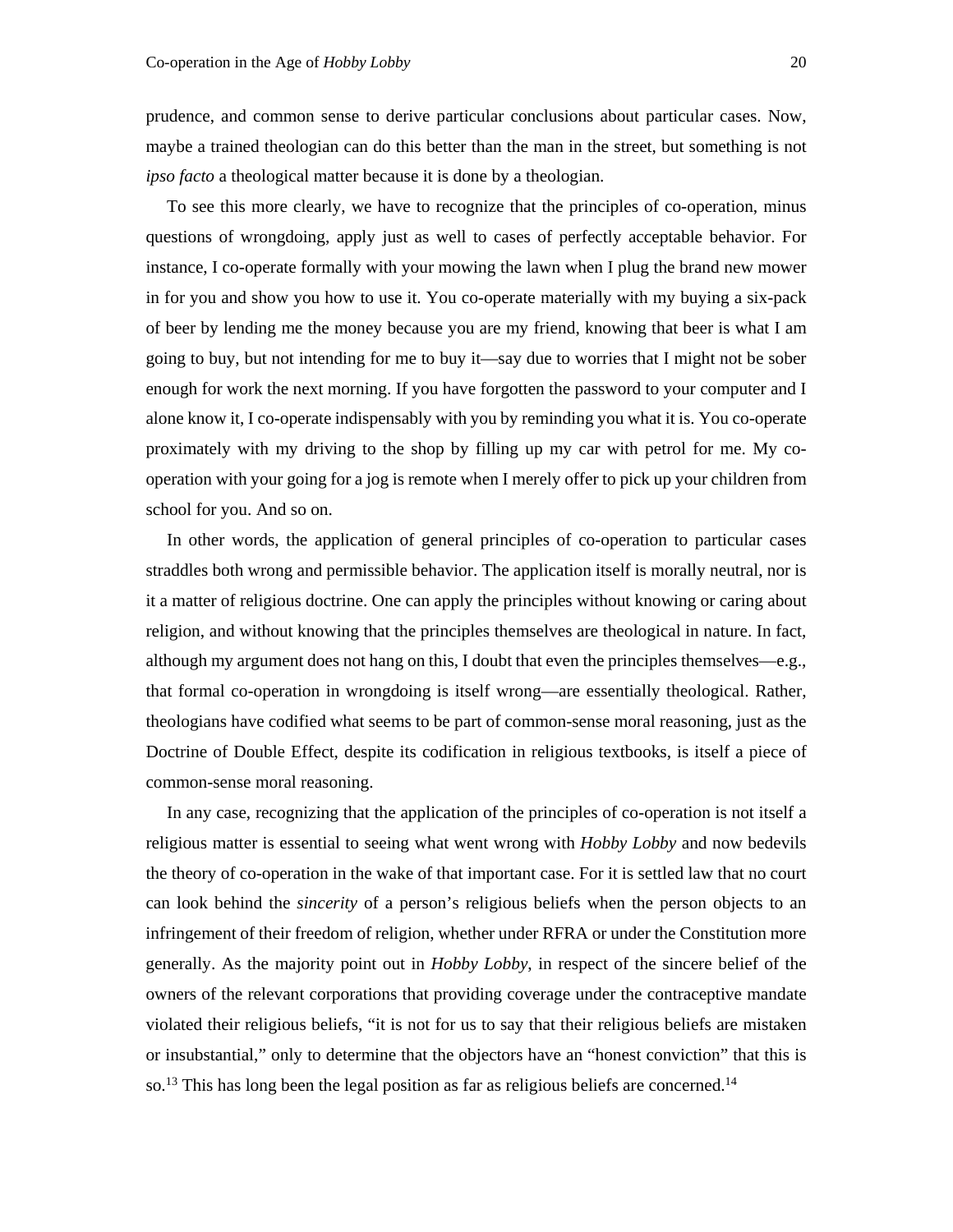prudence, and common sense to derive particular conclusions about particular cases. Now, maybe a trained theologian can do this better than the man in the street, but something is not *ipso facto* a theological matter because it is done by a theologian.

To see this more clearly, we have to recognize that the principles of co-operation, minus questions of wrongdoing, apply just as well to cases of perfectly acceptable behavior. For instance, I co-operate formally with your mowing the lawn when I plug the brand new mower in for you and show you how to use it. You co-operate materially with my buying a six-pack of beer by lending me the money because you are my friend, knowing that beer is what I am going to buy, but not intending for me to buy it—say due to worries that I might not be sober enough for work the next morning. If you have forgotten the password to your computer and I alone know it, I co-operate indispensably with you by reminding you what it is. You co-operate proximately with my driving to the shop by filling up my car with petrol for me. My co-operation with your going for a jog is remote when I merely offer to pick up your children from school for you. And so on.

In other words, the application of general principles of co-operation to particular cases straddles both wrong and permissible behavior. The application itself is morally neutral, nor is it a matter of religious doctrine. One can apply the principles without knowing or caring about religion, and without knowing that the principles themselves are theological in nature. In fact, although my argument does not hang on this, I doubt that even the principles themselves—e.g., that formal co-operation in wrongdoing is itself wrong—are essentially theological. Rather, theologians have codified what seems to be part of common-sense moral reasoning, just as the Doctrine of Double Effect, despite its codification in religious textbooks, is itself a piece of common-sense moral reasoning.

In any case, recognizing that the application of the principles of co-operation is not itself a religious matter is essential to seeing what went wrong with *Hobby Lobby* and now bedevils the theory of co-operation in the wake of that important case. For it is settled law that no court can look behind the *sincerity* of a person's religious beliefs when the person objects to an infringement of their freedom of religion, whether under RFRA or under the Constitution more generally. As the majority point out in *Hobby Lobby*, in respect of the sincere belief of the owners of the relevant corporations that providing coverage under the contraceptive mandate violated their religious beliefs, "it is not for us to say that their religious beliefs are mistaken or insubstantial," only to determine that the objectors have an "honest conviction" that this is so.[13] This has long been the legal position as far as religious beliefs are concerned.[14]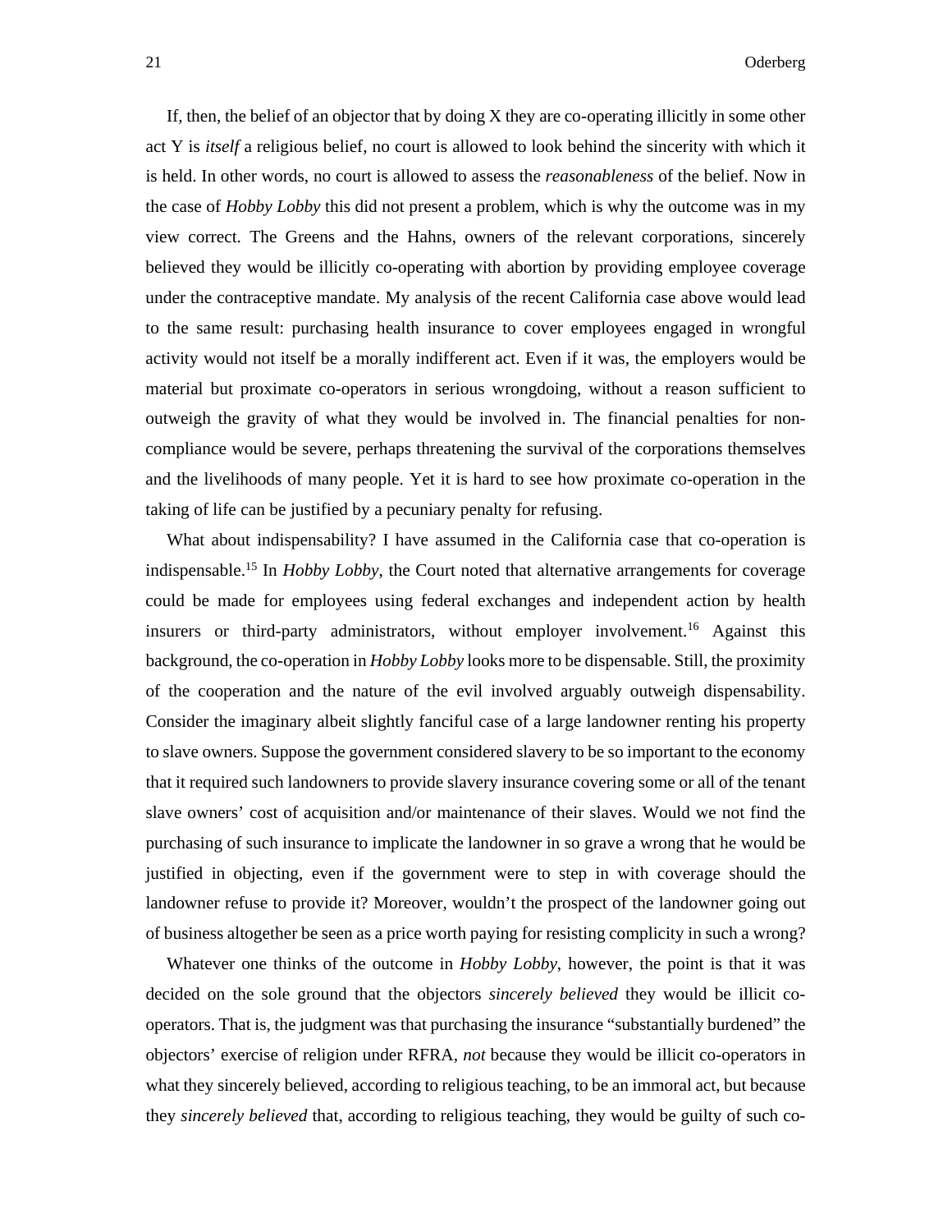If, then, the belief of an objector that by doing X they are co-operating illicitly in some other act Y is *itself* a religious belief, no court is allowed to look behind the sincerity with which it is held. In other words, no court is allowed to assess the *reasonableness* of the belief. Now in the case of *Hobby Lobby* this did not present a problem, which is why the outcome was in my view correct. The Greens and the Hahns, owners of the relevant corporations, sincerely believed they would be illicitly co-operating with abortion by providing employee coverage under the contraceptive mandate. My analysis of the recent California case above would lead to the same result: purchasing health insurance to cover employees engaged in wrongful activity would not itself be a morally indifferent act. Even if it was, the employers would be material but proximate co-operators in serious wrongdoing, without a reason sufficient to outweigh the gravity of what they would be involved in. The financial penalties for non-compliance would be severe, perhaps threatening the survival of the corporations themselves and the livelihoods of many people. Yet it is hard to see how proximate co-operation in the taking of life can be justified by a pecuniary penalty for refusing.

What about indispensability? I have assumed in the California case that co-operation is indispensable.[15] In *Hobby Lobby*, the Court noted that alternative arrangements for coverage could be made for employees using federal exchanges and independent action by health insurers or third-party administrators, without employer involvement.[16] Against this background, the co-operation in *Hobby Lobby* looks more to be dispensable. Still, the proximity of the cooperation and the nature of the evil involved arguably outweigh dispensability. Consider the imaginary albeit slightly fanciful case of a large landowner renting his property to slave owners. Suppose the government considered slavery to be so important to the economy that it required such landowners to provide slavery insurance covering some or all of the tenant slave owners' cost of acquisition and/or maintenance of their slaves. Would we not find the purchasing of such insurance to implicate the landowner in so grave a wrong that he would be justified in objecting, even if the government were to step in with coverage should the landowner refuse to provide it? Moreover, wouldn't the prospect of the landowner going out of business altogether be seen as a price worth paying for resisting complicity in such a wrong?

Whatever one thinks of the outcome in *Hobby Lobby*, however, the point is that it was decided on the sole ground that the objectors *sincerely believed* they would be illicit co-operators. That is, the judgment was that purchasing the insurance "substantially burdened" the objectors' exercise of religion under RFRA, *not* because they would be illicit co-operators in what they sincerely believed, according to religious teaching, to be an immoral act, but because they *sincerely believed* that, according to religious teaching, they would be guilty of such co-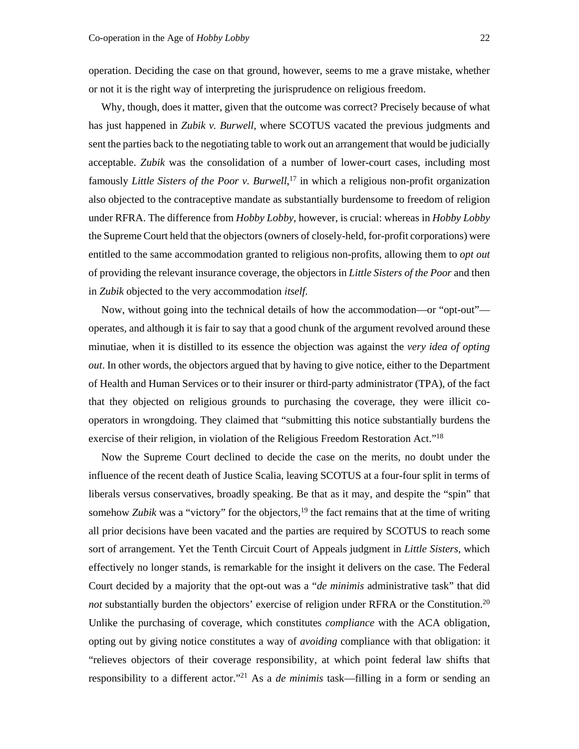operation. Deciding the case on that ground, however, seems to me a grave mistake, whether or not it is the right way of interpreting the jurisprudence on religious freedom.

Why, though, does it matter, given that the outcome was correct? Precisely because of what has just happened in *Zubik v. Burwell*, where SCOTUS vacated the previous judgments and sent the parties back to the negotiating table to work out an arrangement that would be judicially acceptable. *Zubik* was the consolidation of a number of lower-court cases, including most famously *Little Sisters of the Poor v. Burwell*,[17] in which a religious non-profit organization also objected to the contraceptive mandate as substantially burdensome to freedom of religion under RFRA. The difference from *Hobby Lobby*, however, is crucial: whereas in *Hobby Lobby* the Supreme Court held that the objectors (owners of closely-held, for-profit corporations) were entitled to the same accommodation granted to religious non-profits, allowing them to *opt out* of providing the relevant insurance coverage, the objectors in *Little Sisters of the Poor* and then in *Zubik* objected to the very accommodation *itself*.

Now, without going into the technical details of how the accommodation—or "opt-out"—operates, and although it is fair to say that a good chunk of the argument revolved around these minutiae, when it is distilled to its essence the objection was against the *very idea of opting out*. In other words, the objectors argued that by having to give notice, either to the Department of Health and Human Services or to their insurer or third-party administrator (TPA), of the fact that they objected on religious grounds to purchasing the coverage, they were illicit co-operators in wrongdoing. They claimed that "submitting this notice substantially burdens the exercise of their religion, in violation of the Religious Freedom Restoration Act."[18]

Now the Supreme Court declined to decide the case on the merits, no doubt under the influence of the recent death of Justice Scalia, leaving SCOTUS at a four-four split in terms of liberals versus conservatives, broadly speaking. Be that as it may, and despite the "spin" that somehow *Zubik* was a "victory" for the objectors,[19] the fact remains that at the time of writing all prior decisions have been vacated and the parties are required by SCOTUS to reach some sort of arrangement. Yet the Tenth Circuit Court of Appeals judgment in *Little Sisters*, which effectively no longer stands, is remarkable for the insight it delivers on the case. The Federal Court decided by a majority that the opt-out was a "*de minimis* administrative task" that did *not* substantially burden the objectors' exercise of religion under RFRA or the Constitution.[20] Unlike the purchasing of coverage, which constitutes *compliance* with the ACA obligation, opting out by giving notice constitutes a way of *avoiding* compliance with that obligation: it "relieves objectors of their coverage responsibility, at which point federal law shifts that responsibility to a different actor."[21] As a *de minimis* task—filling in a form or sending an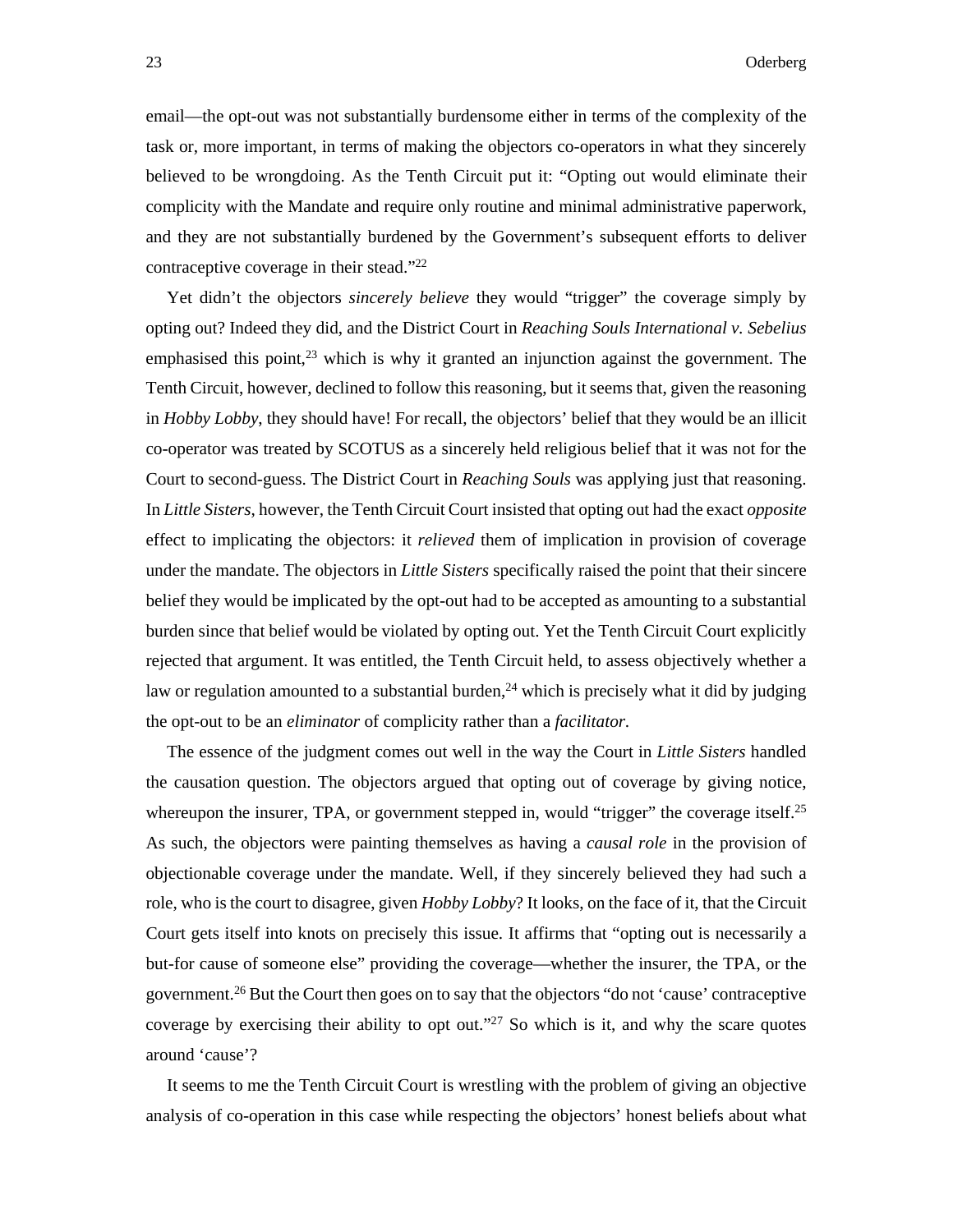email—the opt-out was not substantially burdensome either in terms of the complexity of the task or, more important, in terms of making the objectors co-operators in what they sincerely believed to be wrongdoing. As the Tenth Circuit put it: "Opting out would eliminate their complicity with the Mandate and require only routine and minimal administrative paperwork, and they are not substantially burdened by the Government's subsequent efforts to deliver contraceptive coverage in their stead."[22]

Yet didn't the objectors *sincerely believe* they would "trigger" the coverage simply by opting out? Indeed they did, and the District Court in *Reaching Souls International v. Sebelius* emphasised this point,[23] which is why it granted an injunction against the government. The Tenth Circuit, however, declined to follow this reasoning, but it seems that, given the reasoning in *Hobby Lobby*, they should have! For recall, the objectors' belief that they would be an illicit co-operator was treated by SCOTUS as a sincerely held religious belief that it was not for the Court to second-guess. The District Court in *Reaching Souls* was applying just that reasoning. In *Little Sisters*, however, the Tenth Circuit Court insisted that opting out had the exact *opposite* effect to implicating the objectors: it *relieved* them of implication in provision of coverage under the mandate. The objectors in *Little Sisters* specifically raised the point that their sincere belief they would be implicated by the opt-out had to be accepted as amounting to a substantial burden since that belief would be violated by opting out. Yet the Tenth Circuit Court explicitly rejected that argument. It was entitled, the Tenth Circuit held, to assess objectively whether a law or regulation amounted to a substantial burden,[24] which is precisely what it did by judging the opt-out to be an *eliminator* of complicity rather than a *facilitator*.

The essence of the judgment comes out well in the way the Court in *Little Sisters* handled the causation question. The objectors argued that opting out of coverage by giving notice, whereupon the insurer, TPA, or government stepped in, would "trigger" the coverage itself.[25] As such, the objectors were painting themselves as having a *causal role* in the provision of objectionable coverage under the mandate. Well, if they sincerely believed they had such a role, who is the court to disagree, given *Hobby Lobby*? It looks, on the face of it, that the Circuit Court gets itself into knots on precisely this issue. It affirms that "opting out is necessarily a but-for cause of someone else" providing the coverage—whether the insurer, the TPA, or the government.[26] But the Court then goes on to say that the objectors "do not 'cause' contraceptive coverage by exercising their ability to opt out."[27] So which is it, and why the scare quotes around 'cause'?

It seems to me the Tenth Circuit Court is wrestling with the problem of giving an objective analysis of co-operation in this case while respecting the objectors' honest beliefs about what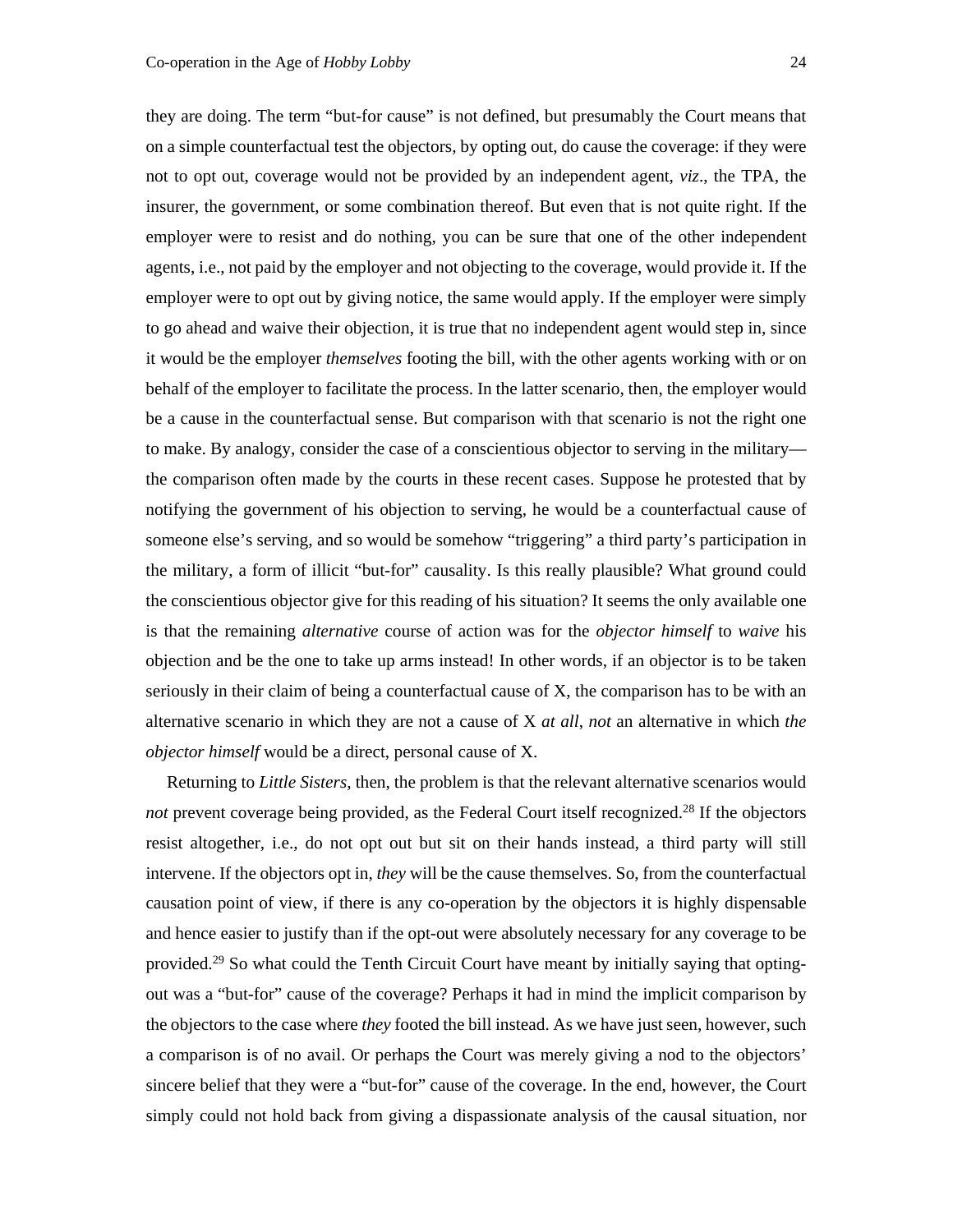they are doing. The term "but-for cause" is not defined, but presumably the Court means that on a simple counterfactual test the objectors, by opting out, do cause the coverage: if they were not to opt out, coverage would not be provided by an independent agent, *viz*., the TPA, the insurer, the government, or some combination thereof. But even that is not quite right. If the employer were to resist and do nothing, you can be sure that one of the other independent agents, i.e., not paid by the employer and not objecting to the coverage, would provide it. If the employer were to opt out by giving notice, the same would apply. If the employer were simply to go ahead and waive their objection, it is true that no independent agent would step in, since it would be the employer *themselves* footing the bill, with the other agents working with or on behalf of the employer to facilitate the process. In the latter scenario, then, the employer would be a cause in the counterfactual sense. But comparison with that scenario is not the right one to make. By analogy, consider the case of a conscientious objector to serving in the military—the comparison often made by the courts in these recent cases. Suppose he protested that by notifying the government of his objection to serving, he would be a counterfactual cause of someone else's serving, and so would be somehow "triggering" a third party's participation in the military, a form of illicit "but-for" causality. Is this really plausible? What ground could the conscientious objector give for this reading of his situation? It seems the only available one is that the remaining *alternative* course of action was for the *objector himself* to *waive* his objection and be the one to take up arms instead! In other words, if an objector is to be taken seriously in their claim of being a counterfactual cause of X, the comparison has to be with an alternative scenario in which they are not a cause of X *at all*, *not* an alternative in which *the objector himself* would be a direct, personal cause of X.

Returning to *Little Sisters*, then, the problem is that the relevant alternative scenarios would *not* prevent coverage being provided, as the Federal Court itself recognized.[28] If the objectors resist altogether, i.e., do not opt out but sit on their hands instead, a third party will still intervene. If the objectors opt in, *they* will be the cause themselves. So, from the counterfactual causation point of view, if there is any co-operation by the objectors it is highly dispensable and hence easier to justify than if the opt-out were absolutely necessary for any coverage to be provided.[29] So what could the Tenth Circuit Court have meant by initially saying that opting-out was a "but-for" cause of the coverage? Perhaps it had in mind the implicit comparison by the objectors to the case where *they* footed the bill instead. As we have just seen, however, such a comparison is of no avail. Or perhaps the Court was merely giving a nod to the objectors' sincere belief that they were a "but-for" cause of the coverage. In the end, however, the Court simply could not hold back from giving a dispassionate analysis of the causal situation, nor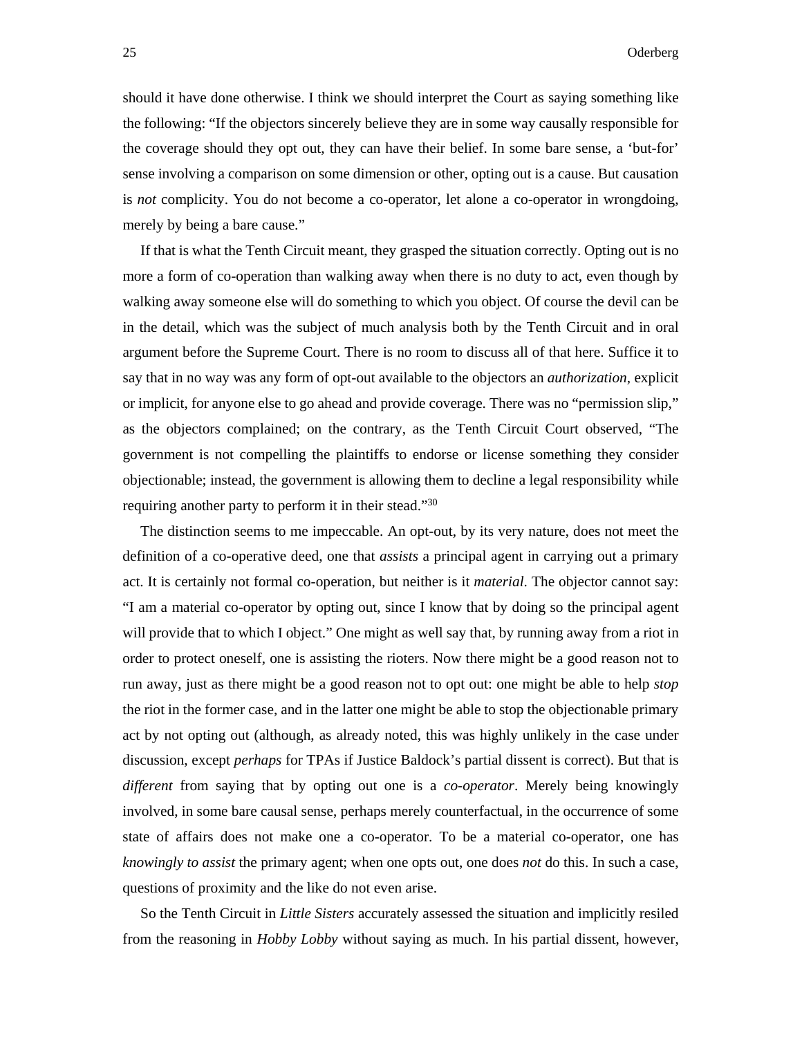should it have done otherwise. I think we should interpret the Court as saying something like the following: "If the objectors sincerely believe they are in some way causally responsible for the coverage should they opt out, they can have their belief. In some bare sense, a 'but-for' sense involving a comparison on some dimension or other, opting out is a cause. But causation is *not* complicity. You do not become a co-operator, let alone a co-operator in wrongdoing, merely by being a bare cause."

If that is what the Tenth Circuit meant, they grasped the situation correctly. Opting out is no more a form of co-operation than walking away when there is no duty to act, even though by walking away someone else will do something to which you object. Of course the devil can be in the detail, which was the subject of much analysis both by the Tenth Circuit and in oral argument before the Supreme Court. There is no room to discuss all of that here. Suffice it to say that in no way was any form of opt-out available to the objectors an *authorization*, explicit or implicit, for anyone else to go ahead and provide coverage. There was no "permission slip," as the objectors complained; on the contrary, as the Tenth Circuit Court observed, "The government is not compelling the plaintiffs to endorse or license something they consider objectionable; instead, the government is allowing them to decline a legal responsibility while requiring another party to perform it in their stead."[30]

The distinction seems to me impeccable. An opt-out, by its very nature, does not meet the definition of a co-operative deed, one that *assists* a principal agent in carrying out a primary act. It is certainly not formal co-operation, but neither is it *material*. The objector cannot say: "I am a material co-operator by opting out, since I know that by doing so the principal agent will provide that to which I object." One might as well say that, by running away from a riot in order to protect oneself, one is assisting the rioters. Now there might be a good reason not to run away, just as there might be a good reason not to opt out: one might be able to help *stop* the riot in the former case, and in the latter one might be able to stop the objectionable primary act by not opting out (although, as already noted, this was highly unlikely in the case under discussion, except *perhaps* for TPAs if Justice Baldock's partial dissent is correct). But that is *different* from saying that by opting out one is a *co-operator*. Merely being knowingly involved, in some bare causal sense, perhaps merely counterfactual, in the occurrence of some state of affairs does not make one a co-operator. To be a material co-operator, one has *knowingly to assist* the primary agent; when one opts out, one does *not* do this. In such a case, questions of proximity and the like do not even arise.

So the Tenth Circuit in *Little Sisters* accurately assessed the situation and implicitly resiled from the reasoning in *Hobby Lobby* without saying as much. In his partial dissent, however,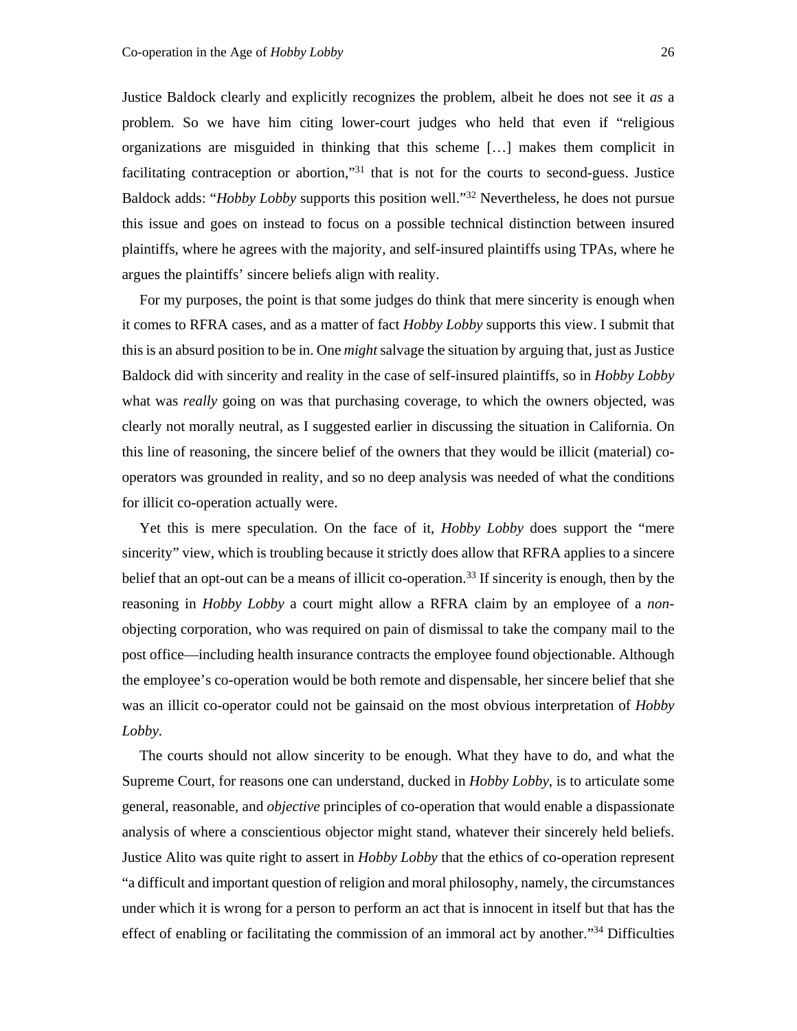Justice Baldock clearly and explicitly recognizes the problem, albeit he does not see it *as* a problem. So we have him citing lower-court judges who held that even if "religious organizations are misguided in thinking that this scheme […] makes them complicit in facilitating contraception or abortion,"[31] that is not for the courts to second-guess. Justice Baldock adds: "*Hobby Lobby* supports this position well."[32] Nevertheless, he does not pursue this issue and goes on instead to focus on a possible technical distinction between insured plaintiffs, where he agrees with the majority, and self-insured plaintiffs using TPAs, where he argues the plaintiffs' sincere beliefs align with reality.

For my purposes, the point is that some judges do think that mere sincerity is enough when it comes to RFRA cases, and as a matter of fact *Hobby Lobby* supports this view. I submit that this is an absurd position to be in. One *might* salvage the situation by arguing that, just as Justice Baldock did with sincerity and reality in the case of self-insured plaintiffs, so in *Hobby Lobby* what was *really* going on was that purchasing coverage, to which the owners objected, was clearly not morally neutral, as I suggested earlier in discussing the situation in California. On this line of reasoning, the sincere belief of the owners that they would be illicit (material) co-operators was grounded in reality, and so no deep analysis was needed of what the conditions for illicit co-operation actually were.

Yet this is mere speculation. On the face of it, *Hobby Lobby* does support the "mere sincerity" view, which is troubling because it strictly does allow that RFRA applies to a sincere belief that an opt-out can be a means of illicit co-operation.[33] If sincerity is enough, then by the reasoning in *Hobby Lobby* a court might allow a RFRA claim by an employee of a *non*-objecting corporation, who was required on pain of dismissal to take the company mail to the post office—including health insurance contracts the employee found objectionable. Although the employee's co-operation would be both remote and dispensable, her sincere belief that she was an illicit co-operator could not be gainsaid on the most obvious interpretation of *Hobby Lobby*.

The courts should not allow sincerity to be enough. What they have to do, and what the Supreme Court, for reasons one can understand, ducked in *Hobby Lobby*, is to articulate some general, reasonable, and *objective* principles of co-operation that would enable a dispassionate analysis of where a conscientious objector might stand, whatever their sincerely held beliefs. Justice Alito was quite right to assert in *Hobby Lobby* that the ethics of co-operation represent "a difficult and important question of religion and moral philosophy, namely, the circumstances under which it is wrong for a person to perform an act that is innocent in itself but that has the effect of enabling or facilitating the commission of an immoral act by another."[34] Difficulties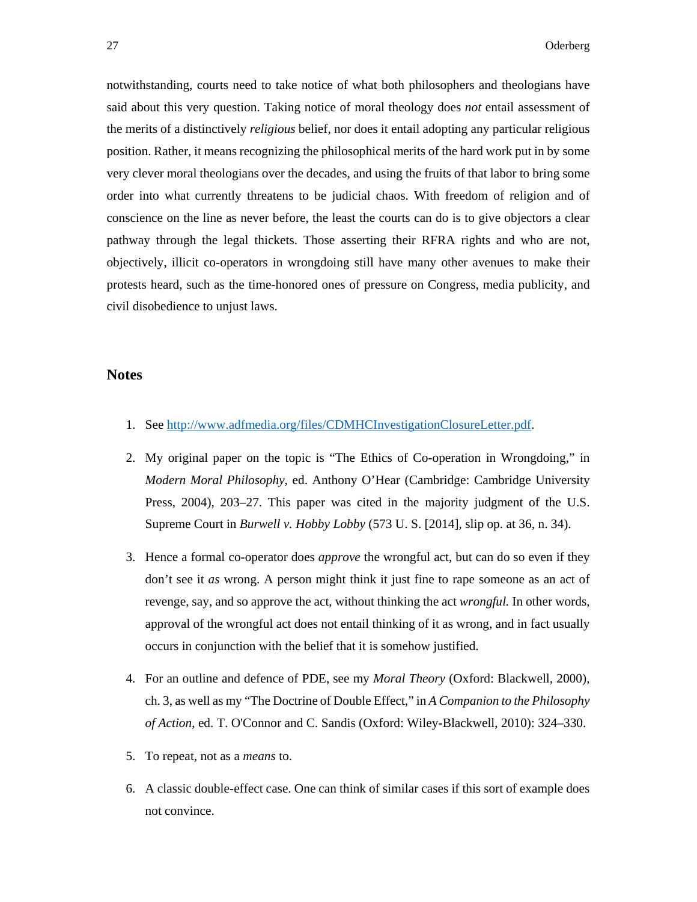notwithstanding, courts need to take notice of what both philosophers and theologians have said about this very question. Taking notice of moral theology does *not* entail assessment of the merits of a distinctively *religious* belief, nor does it entail adopting any particular religious position. Rather, it means recognizing the philosophical merits of the hard work put in by some very clever moral theologians over the decades, and using the fruits of that labor to bring some order into what currently threatens to be judicial chaos. With freedom of religion and of conscience on the line as never before, the least the courts can do is to give objectors a clear pathway through the legal thickets. Those asserting their RFRA rights and who are not, objectively, illicit co-operators in wrongdoing still have many other avenues to make their protests heard, such as the time-honored ones of pressure on Congress, media publicity, and civil disobedience to unjust laws.

## Notes

1. See [http://www.adfmedia.org/files/CDMHCInvestigationClosureLetter.pdf](http://www.adfmedia.org/files/CDMHCInvestigationClosureLetter.pdf).

2. My original paper on the topic is "The Ethics of Co-operation in Wrongdoing," in *Modern Moral Philosophy*, ed. Anthony O'Hear (Cambridge: Cambridge University Press, 2004), 203–27. This paper was cited in the majority judgment of the U.S. Supreme Court in *Burwell v. Hobby Lobby* (573 U. S. [2014], slip op. at 36, n. 34).

3. Hence a formal co-operator does *approve* the wrongful act, but can do so even if they don't see it *as* wrong. A person might think it just fine to rape someone as an act of revenge, say, and so approve the act, without thinking the act *wrongful.* In other words, approval of the wrongful act does not entail thinking of it as wrong, and in fact usually occurs in conjunction with the belief that it is somehow justified.

4. For an outline and defence of PDE, see my *Moral Theory* (Oxford: Blackwell, 2000), ch. 3, as well as my "The Doctrine of Double Effect," in *A Companion to the Philosophy of Action*, ed. T. O'Connor and C. Sandis (Oxford: Wiley-Blackwell, 2010): 324–330.

5. To repeat, not as a *means* to.

6. A classic double-effect case. One can think of similar cases if this sort of example does not convince.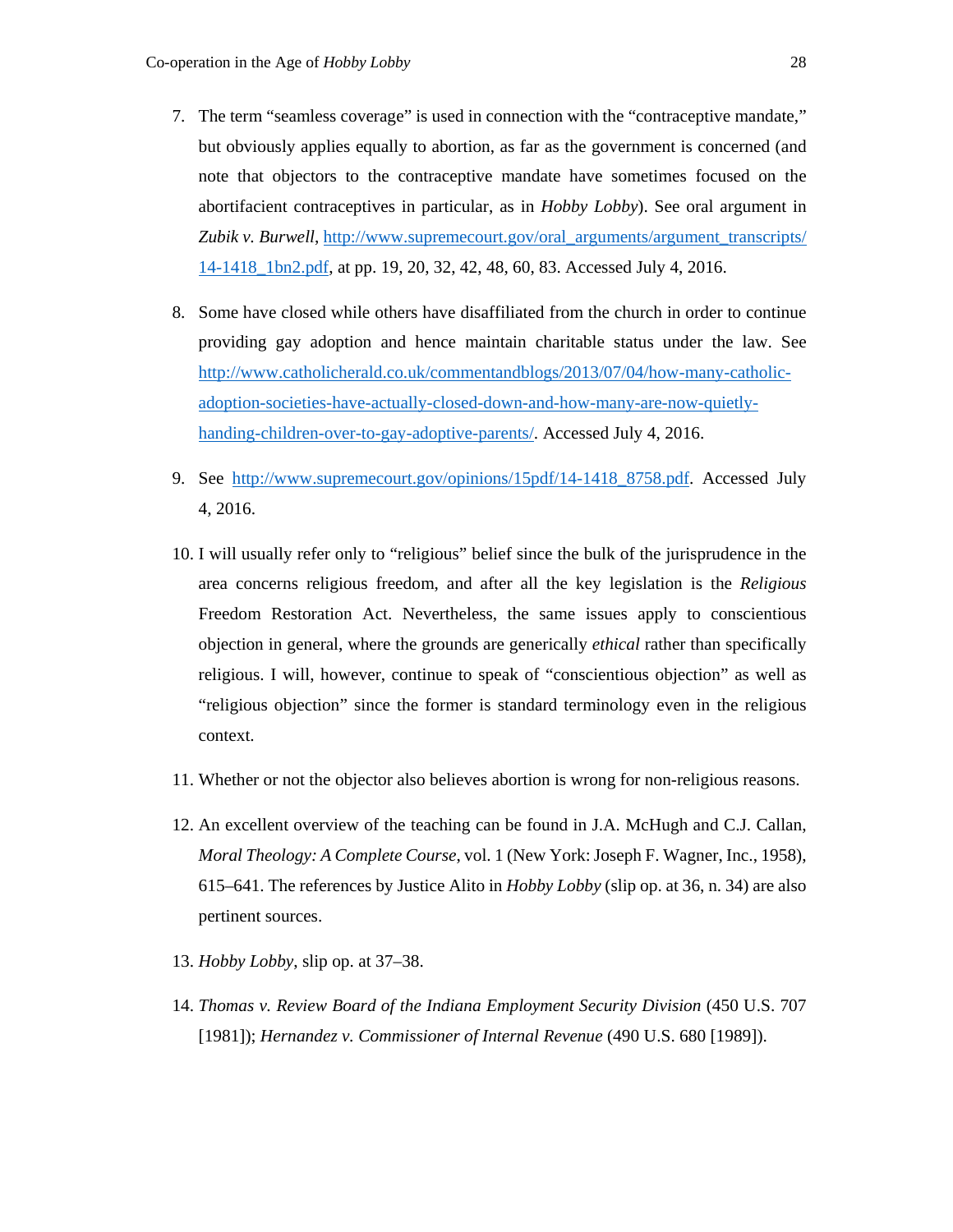7. The term "seamless coverage" is used in connection with the "contraceptive mandate," but obviously applies equally to abortion, as far as the government is concerned (and note that objectors to the contraceptive mandate have sometimes focused on the abortifacient contraceptives in particular, as in *Hobby Lobby*). See oral argument in *Zubik v. Burwell*, http://www.supremecourt.gov/oral_arguments/argument_transcripts/14-1418_1bn2.pdf, at pp. 19, 20, 32, 42, 48, 60, 83. Accessed July 4, 2016.

8. Some have closed while others have disaffiliated from the church in order to continue providing gay adoption and hence maintain charitable status under the law. See http://www.catholicherald.co.uk/commentandblogs/2013/07/04/how-many-catholic-adoption-societies-have-actually-closed-down-and-how-many-are-now-quietly-handing-children-over-to-gay-adoptive-parents/. Accessed July 4, 2016.

9. See http://www.supremecourt.gov/opinions/15pdf/14-1418_8758.pdf. Accessed July 4, 2016.

10. I will usually refer only to "religious" belief since the bulk of the jurisprudence in the area concerns religious freedom, and after all the key legislation is the *Religious* Freedom Restoration Act. Nevertheless, the same issues apply to conscientious objection in general, where the grounds are generically *ethical* rather than specifically religious. I will, however, continue to speak of "conscientious objection" as well as "religious objection" since the former is standard terminology even in the religious context.

11. Whether or not the objector also believes abortion is wrong for non-religious reasons.

12. An excellent overview of the teaching can be found in J.A. McHugh and C.J. Callan, *Moral Theology: A Complete Course*, vol. 1 (New York: Joseph F. Wagner, Inc., 1958), 615–641. The references by Justice Alito in *Hobby Lobby* (slip op. at 36, n. 34) are also pertinent sources.

13. *Hobby Lobby*, slip op. at 37–38.

14. *Thomas v. Review Board of the Indiana Employment Security Division* (450 U.S. 707 [1981]); *Hernandez v. Commissioner of Internal Revenue* (490 U.S. 680 [1989]).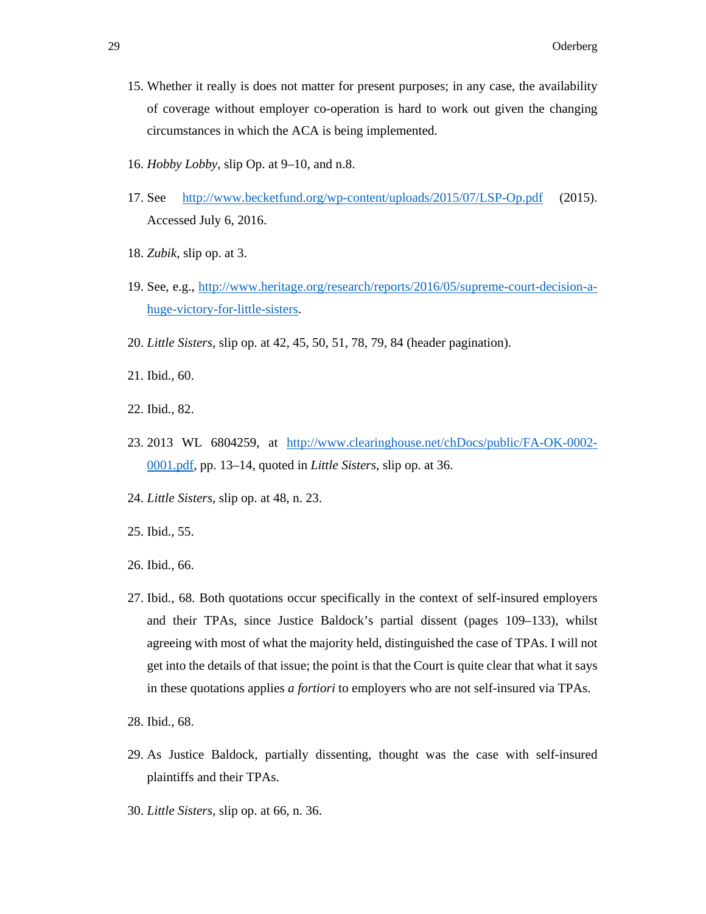15. Whether it really is does not matter for present purposes; in any case, the availability of coverage without employer co-operation is hard to work out given the changing circumstances in which the ACA is being implemented.

16. *Hobby Lobby*, slip Op. at 9–10, and n.8.

17. See http://www.becketfund.org/wp-content/uploads/2015/07/LSP-Op.pdf (2015). Accessed July 6, 2016.

18. *Zubik*, slip op. at 3.

19. See, e.g., http://www.heritage.org/research/reports/2016/05/supreme-court-decision-a-huge-victory-for-little-sisters.

20. *Little Sisters*, slip op. at 42, 45, 50, 51, 78, 79, 84 (header pagination).

21. Ibid., 60.

22. Ibid., 82.

23. 2013 WL 6804259, at http://www.clearinghouse.net/chDocs/public/FA-OK-0002-0001.pdf, pp. 13–14, quoted in *Little Sisters*, slip op. at 36.

24. *Little Sisters*, slip op. at 48, n. 23.

25. Ibid., 55.

26. Ibid., 66.

27. Ibid., 68. Both quotations occur specifically in the context of self-insured employers and their TPAs, since Justice Baldock's partial dissent (pages 109–133), whilst agreeing with most of what the majority held, distinguished the case of TPAs. I will not get into the details of that issue; the point is that the Court is quite clear that what it says in these quotations applies *a fortiori* to employers who are not self-insured via TPAs.

28. Ibid., 68.

29. As Justice Baldock, partially dissenting, thought was the case with self-insured plaintiffs and their TPAs.

30. *Little Sisters*, slip op. at 66, n. 36.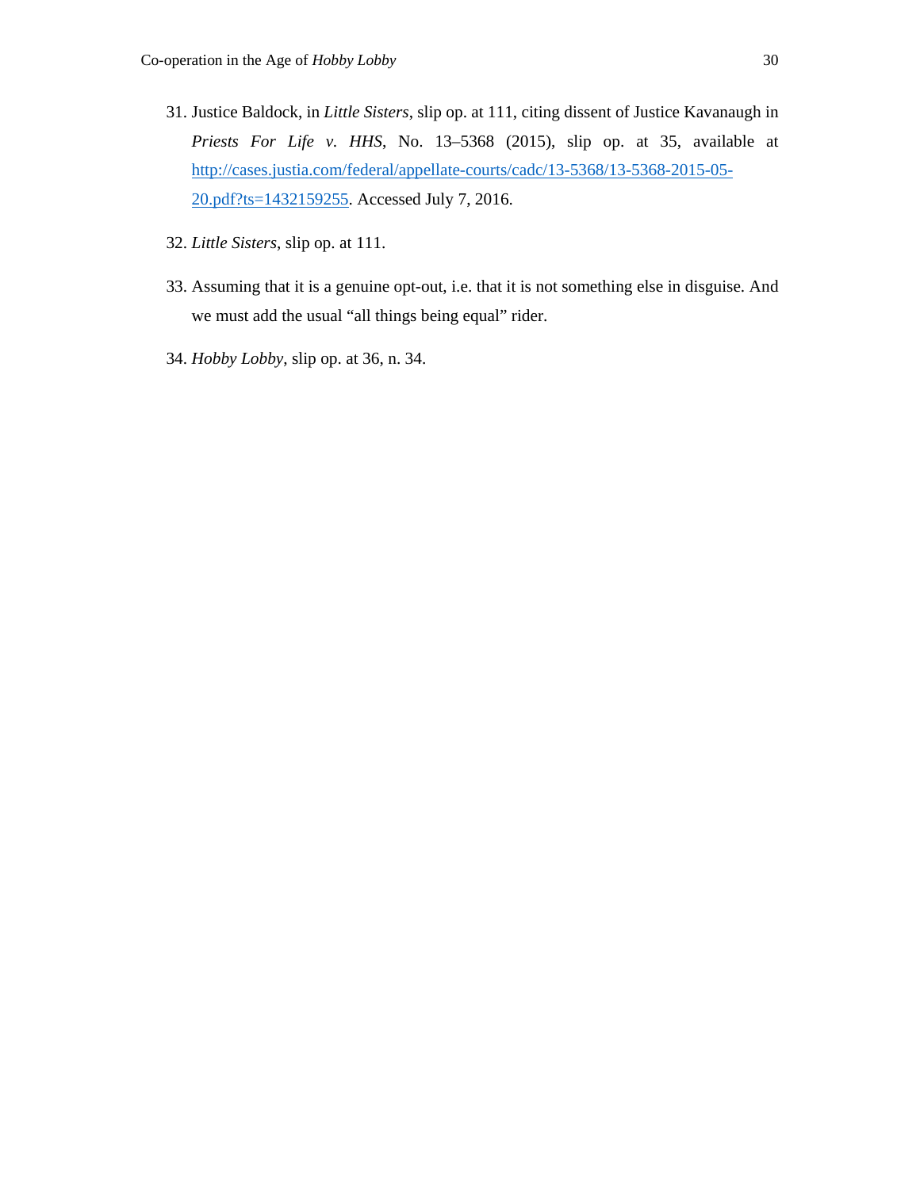31. Justice Baldock, in *Little Sisters*, slip op. at 111, citing dissent of Justice Kavanaugh in *Priests For Life v. HHS*, No. 13–5368 (2015), slip op. at 35, available at [http://cases.justia.com/federal/appellate-courts/cadc/13-5368/13-5368-2015-05-20.pdf?ts=1432159255](http://cases.justia.com/federal/appellate-courts/cadc/13-5368/13-5368-2015-05-20.pdf?ts=1432159255). Accessed July 7, 2016.

32. *Little Sisters*, slip op. at 111.

33. Assuming that it is a genuine opt-out, i.e. that it is not something else in disguise. And we must add the usual "all things being equal" rider.

34. *Hobby Lobby*, slip op. at 36, n. 34.